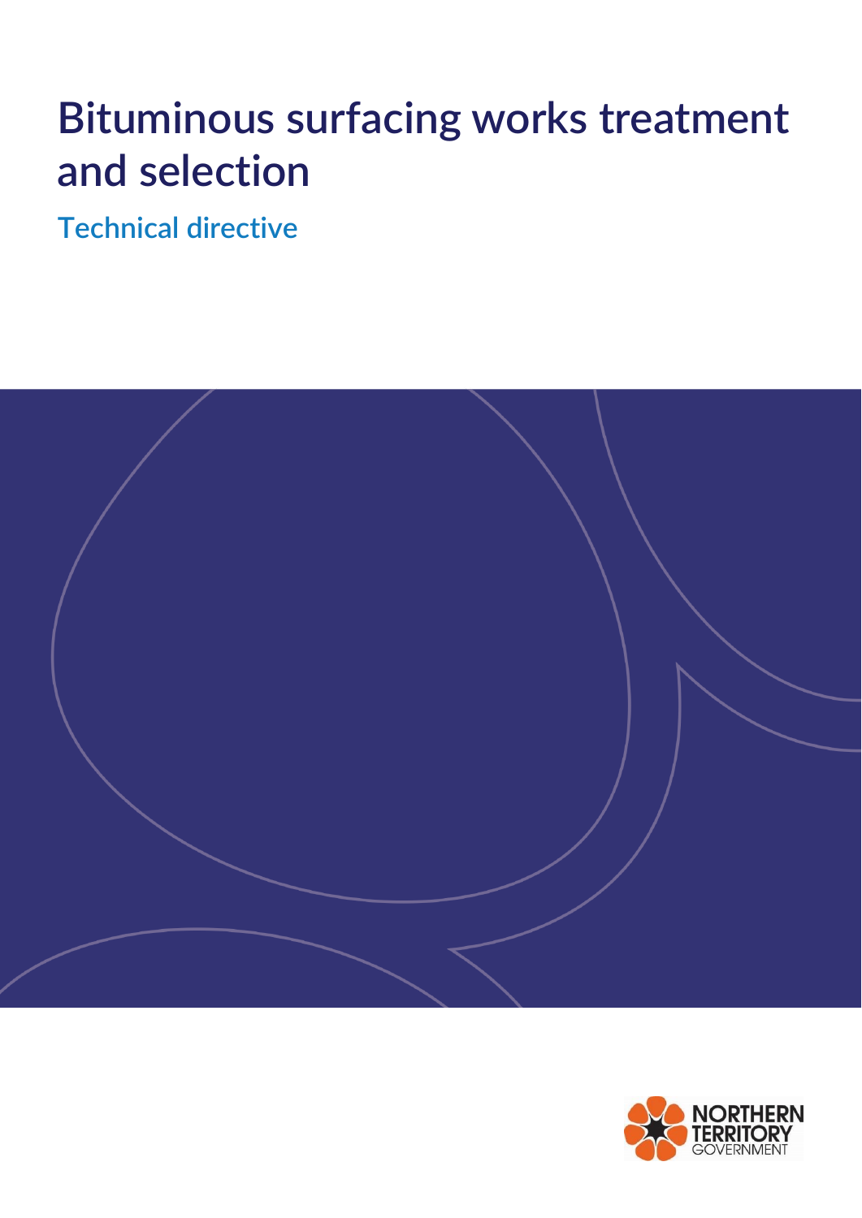# Bituminous surfacing works treatment and selection

## Technical directive

NORTHERN TERRITORY GOVERNMENT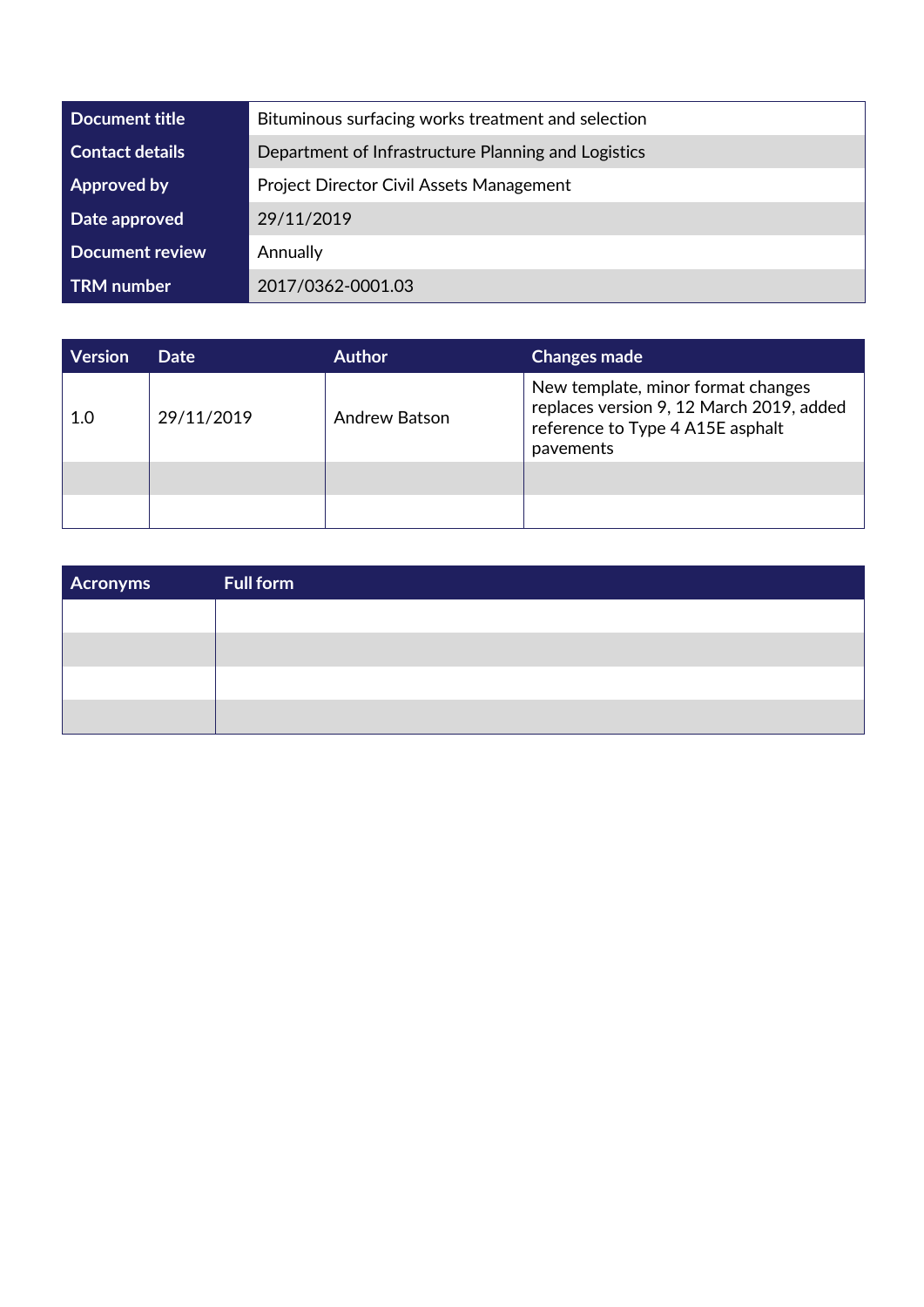| Document title | Bituminous surfacing works treatment and selection |
|---|---|
| Contact details | Department of Infrastructure Planning and Logistics |
| Approved by | Project Director Civil Assets Management |
| Date approved | 29/11/2019 |
| Document review | Annually |
| TRM number | 2017/0362-0001.03 |

| Version | Date | Author | Changes made |
|---|---|---|---|
| 1.0 | 29/11/2019 | Andrew Batson | New template, minor format changes replaces version 9, 12 March 2019, added reference to Type 4 A15E asphalt pavements |
| | | | |
| | | | |

| Acronyms | Full form |
|---|---|
| | |
| | |
| | |
| | |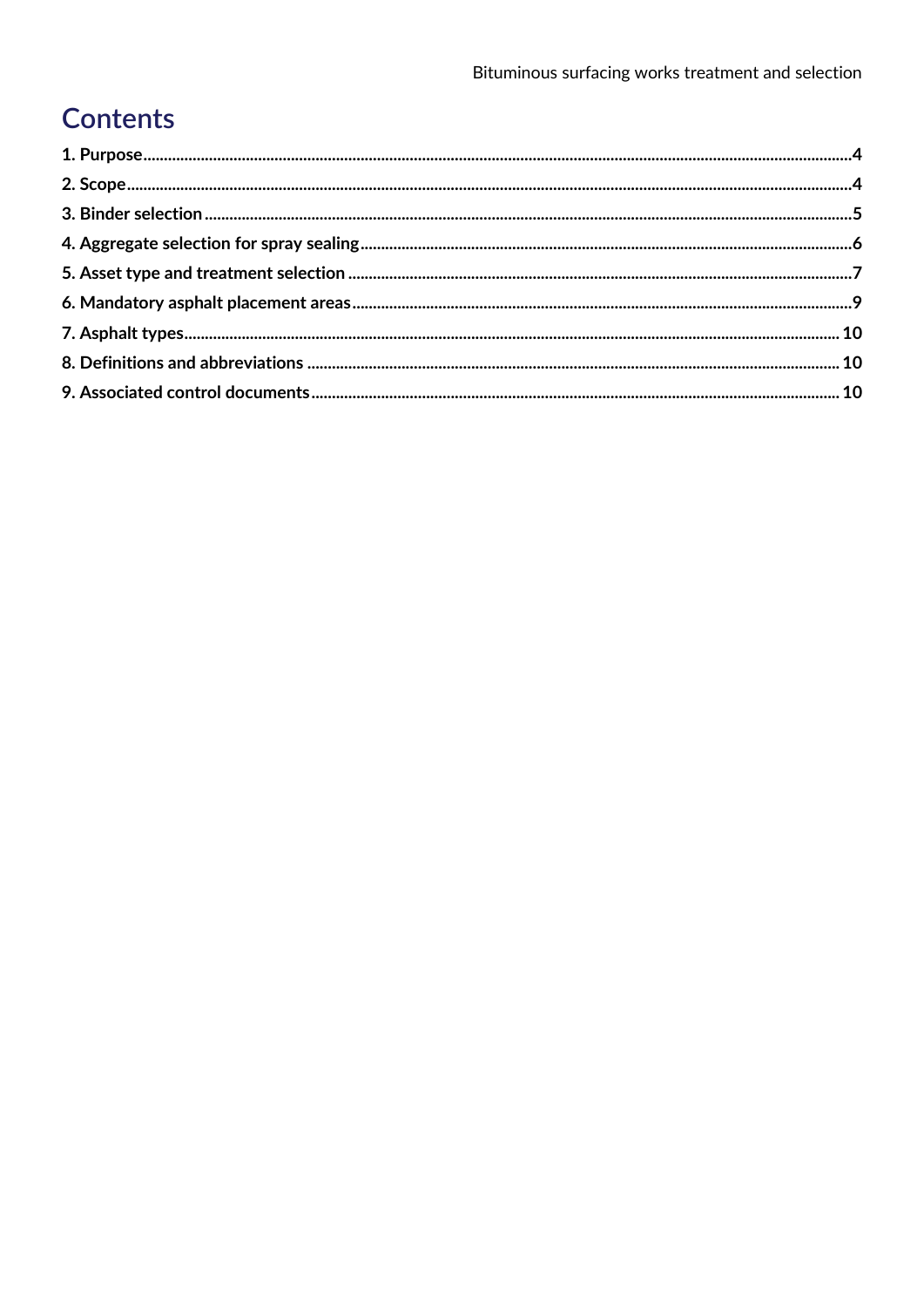# Contents

1. Purpose ........................................................................................................ 4
2. Scope ........................................................................................................... 4
3. Binder selection .......................................................................................... 5
4. Aggregate selection for spray sealing ........................................................ 6
5. Asset type and treatment selection ............................................................ 7
6. Mandatory asphalt placement areas ........................................................... 9
7. Asphalt types .............................................................................................. 10
8. Definitions and abbreviations .................................................................... 10
9. Associated control documents .................................................................. 10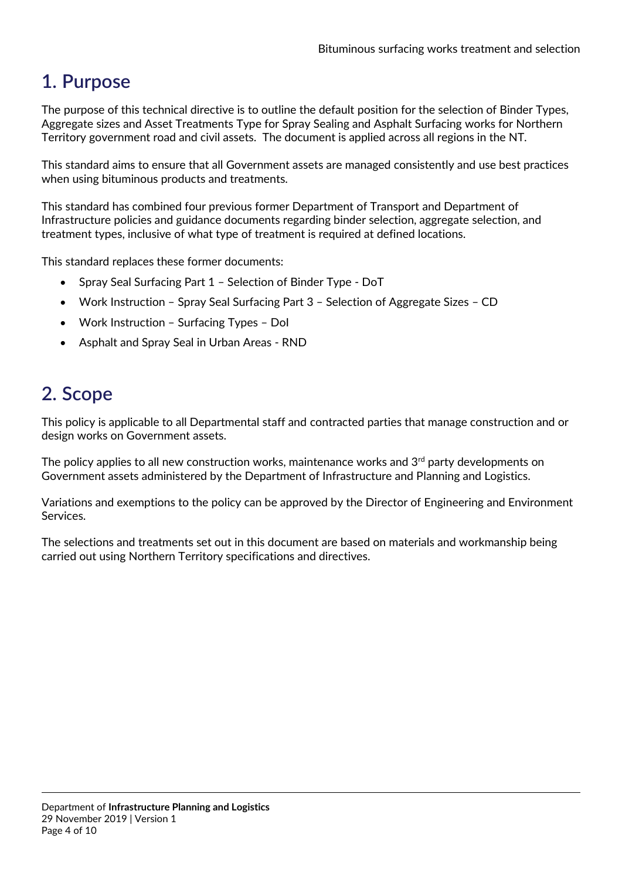# 1. Purpose

The purpose of this technical directive is to outline the default position for the selection of Binder Types, Aggregate sizes and Asset Treatments Type for Spray Sealing and Asphalt Surfacing works for Northern Territory government road and civil assets. The document is applied across all regions in the NT.

This standard aims to ensure that all Government assets are managed consistently and use best practices when using bituminous products and treatments.

This standard has combined four previous former Department of Transport and Department of Infrastructure policies and guidance documents regarding binder selection, aggregate selection, and treatment types, inclusive of what type of treatment is required at defined locations.

This standard replaces these former documents:

- Spray Seal Surfacing Part 1 – Selection of Binder Type - DoT
- Work Instruction – Spray Seal Surfacing Part 3 – Selection of Aggregate Sizes – CD
- Work Instruction – Surfacing Types – DoI
- Asphalt and Spray Seal in Urban Areas - RND

# 2. Scope

This policy is applicable to all Departmental staff and contracted parties that manage construction and or design works on Government assets.

The policy applies to all new construction works, maintenance works and 3rd party developments on Government assets administered by the Department of Infrastructure and Planning and Logistics.

Variations and exemptions to the policy can be approved by the Director of Engineering and Environment Services.

The selections and treatments set out in this document are based on materials and workmanship being carried out using Northern Territory specifications and directives.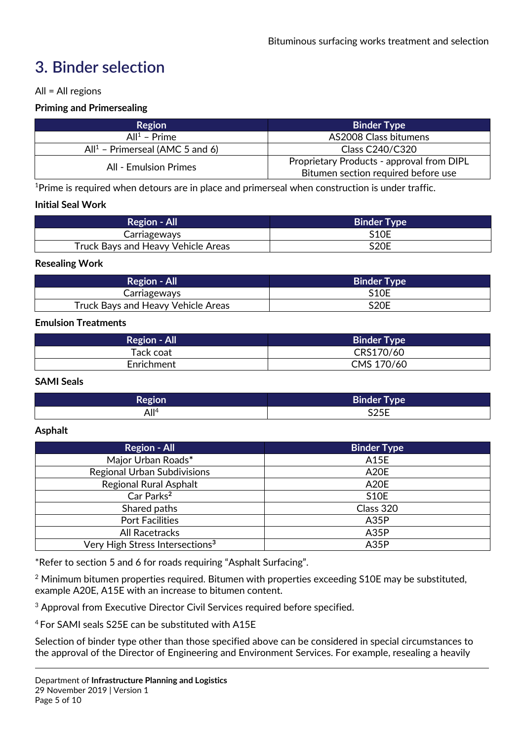# 3. Binder selection

All = All regions

**Priming and Primersealing**

| Region | Binder Type |
|---|---|
| All[1] – Prime | AS2008 Class bitumens |
| All[1] – Primerseal (AMC 5 and 6) | Class C240/C320 |
| All - Emulsion Primes | Proprietary Products - approval from DIPL Bitumen section required before use |

[1]Prime is required when detours are in place and primerseal when construction is under traffic.

**Initial Seal Work**

| Region - All | Binder Type |
|---|---|
| Carriageways | S10E |
| Truck Bays and Heavy Vehicle Areas | S20E |

**Resealing Work**

| Region - All | Binder Type |
|---|---|
| Carriageways | S10E |
| Truck Bays and Heavy Vehicle Areas | S20E |

**Emulsion Treatments**

| Region - All | Binder Type |
|---|---|
| Tack coat | CRS170/60 |
| Enrichment | CMS 170/60 |

**SAMI Seals**

| Region | Binder Type |
|---|---|
| All[4] | S25E |

**Asphalt**

| Region - All | Binder Type |
|---|---|
| Major Urban Roads* | A15E |
| Regional Urban Subdivisions | A20E |
| Regional Rural Asphalt | A20E |
| Car Parks[2] | S10E |
| Shared paths | Class 320 |
| Port Facilities | A35P |
| All Racetracks | A35P |
| Very High Stress Intersections[3] | A35P |

*Refer to section 5 and 6 for roads requiring "Asphalt Surfacing".

[2] Minimum bitumen properties required. Bitumen with properties exceeding S10E may be substituted, example A20E, A15E with an increase to bitumen content.

[3] Approval from Executive Director Civil Services required before specified.

[4] For SAMI seals S25E can be substituted with A15E

Selection of binder type other than those specified above can be considered in special circumstances to the approval of the Director of Engineering and Environment Services. For example, resealing a heavily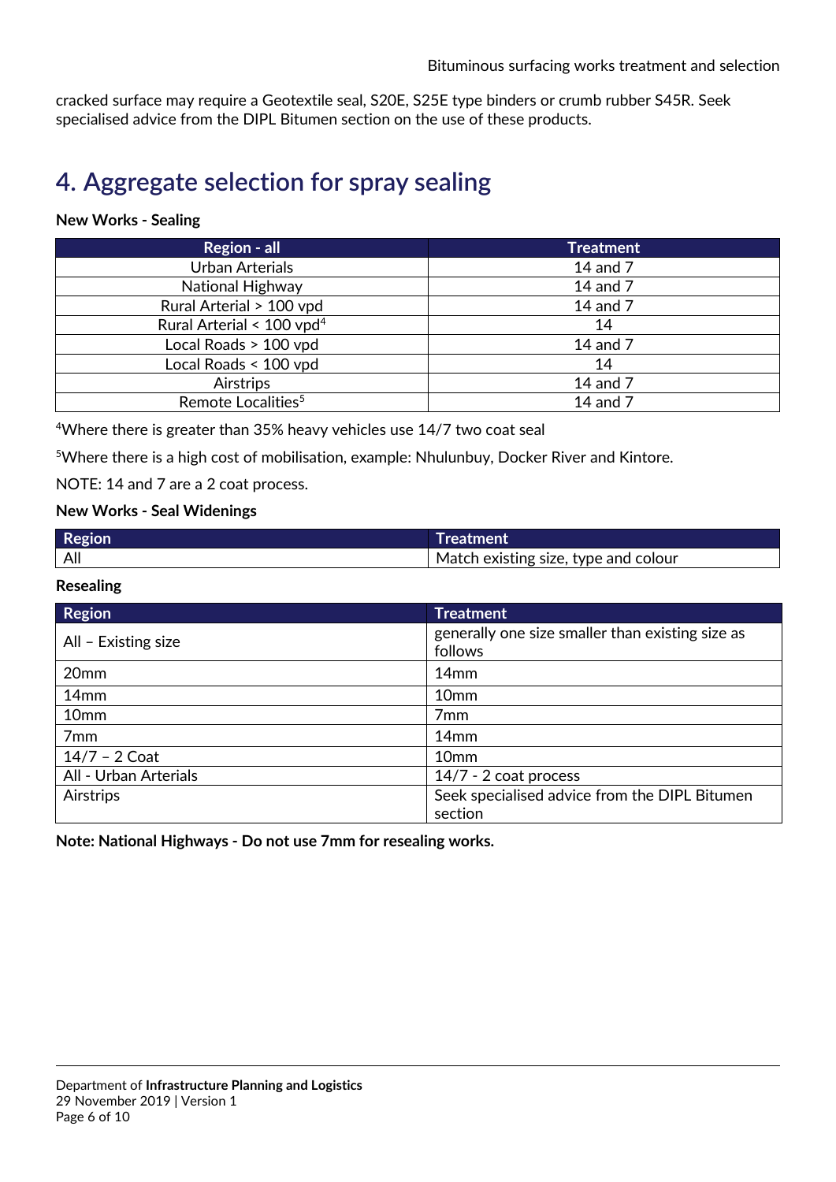cracked surface may require a Geotextile seal, S20E, S25E type binders or crumb rubber S45R. Seek specialised advice from the DIPL Bitumen section on the use of these products.

# 4. Aggregate selection for spray sealing

**New Works - Sealing**

| Region - all | Treatment |
|---|---|
| Urban Arterials | 14 and 7 |
| National Highway | 14 and 7 |
| Rural Arterial > 100 vpd | 14 and 7 |
| Rural Arterial < 100 vpd[4] | 14 |
| Local Roads > 100 vpd | 14 and 7 |
| Local Roads < 100 vpd | 14 |
| Airstrips | 14 and 7 |
| Remote Localities[5] | 14 and 7 |

[4]Where there is greater than 35% heavy vehicles use 14/7 two coat seal

[5]Where there is a high cost of mobilisation, example: Nhulunbuy, Docker River and Kintore.

NOTE: 14 and 7 are a 2 coat process.

**New Works - Seal Widenings**

| Region | Treatment |
|---|---|
| All | Match existing size, type and colour |

**Resealing**

| Region | Treatment |
|---|---|
| All – Existing size | generally one size smaller than existing size as follows |
| 20mm | 14mm |
| 14mm | 10mm |
| 10mm | 7mm |
| 7mm | 14mm |
| 14/7 – 2 Coat | 10mm |
| All - Urban Arterials | 14/7 - 2 coat process |
| Airstrips | Seek specialised advice from the DIPL Bitumen section |

**Note: National Highways - Do not use 7mm for resealing works.**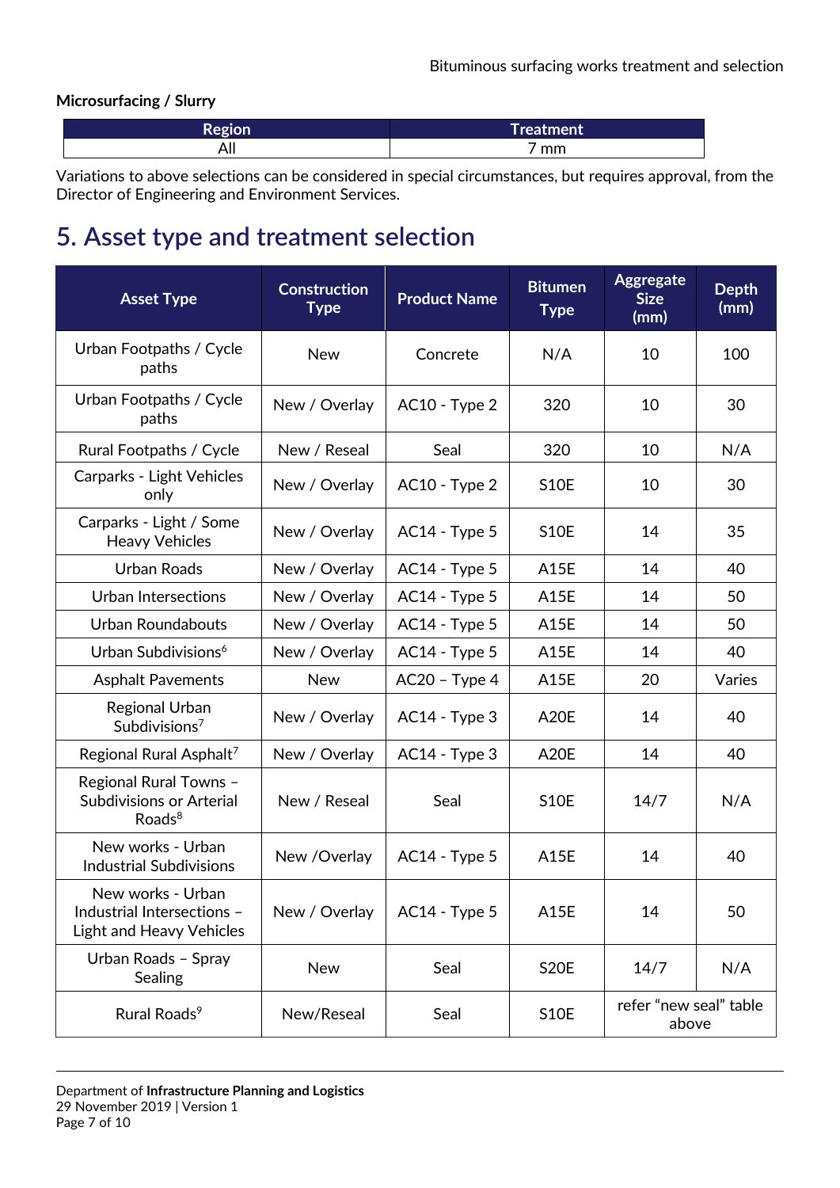**Microsurfacing / Slurry**

| Region | Treatment |
|---|---|
| All | 7 mm |

Variations to above selections can be considered in special circumstances, but requires approval, from the Director of Engineering and Environment Services.

# 5. Asset type and treatment selection

| Asset Type | Construction Type | Product Name | Bitumen Type | Aggregate Size (mm) | Depth (mm) |
|---|---|---|---|---|---|
| Urban Footpaths / Cycle paths | New | Concrete | N/A | 10 | 100 |
| Urban Footpaths / Cycle paths | New / Overlay | AC10 - Type 2 | 320 | 10 | 30 |
| Rural Footpaths / Cycle | New / Reseal | Seal | 320 | 10 | N/A |
| Carparks - Light Vehicles only | New / Overlay | AC10 - Type 2 | S10E | 10 | 30 |
| Carparks - Light / Some Heavy Vehicles | New / Overlay | AC14 - Type 5 | S10E | 14 | 35 |
| Urban Roads | New / Overlay | AC14 - Type 5 | A15E | 14 | 40 |
| Urban Intersections | New / Overlay | AC14 - Type 5 | A15E | 14 | 50 |
| Urban Roundabouts | New / Overlay | AC14 - Type 5 | A15E | 14 | 50 |
| Urban Subdivisions[6] | New / Overlay | AC14 - Type 5 | A15E | 14 | 40 |
| Asphalt Pavements | New | AC20 – Type 4 | A15E | 20 | Varies |
| Regional Urban Subdivisions[7] | New / Overlay | AC14 - Type 3 | A20E | 14 | 40 |
| Regional Rural Asphalt[7] | New / Overlay | AC14 - Type 3 | A20E | 14 | 40 |
| Regional Rural Towns – Subdivisions or Arterial Roads[8] | New / Reseal | Seal | S10E | 14/7 | N/A |
| New works - Urban Industrial Subdivisions | New /Overlay | AC14 - Type 5 | A15E | 14 | 40 |
| New works - Urban Industrial Intersections – Light and Heavy Vehicles | New / Overlay | AC14 - Type 5 | A15E | 14 | 50 |
| Urban Roads – Spray Sealing | New | Seal | S20E | 14/7 | N/A |
| Rural Roads[9] | New/Reseal | Seal | S10E | refer "new seal" table above | |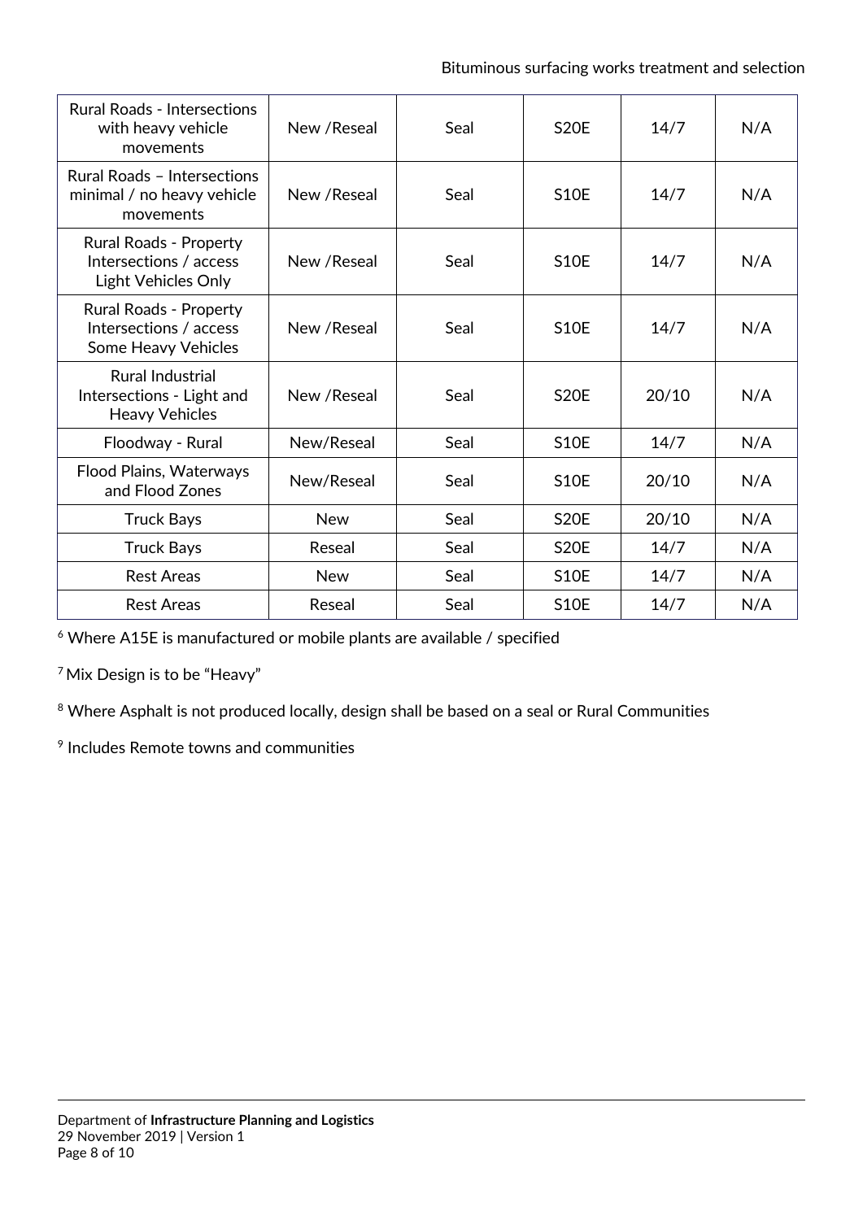| Rural Roads - Intersections with heavy vehicle movements | New /Reseal | Seal | S20E | 14/7 | N/A |
|---|---|---|---|---|---|
| Rural Roads – Intersections minimal / no heavy vehicle movements | New /Reseal | Seal | S10E | 14/7 | N/A |
| Rural Roads - Property Intersections / access Light Vehicles Only | New /Reseal | Seal | S10E | 14/7 | N/A |
| Rural Roads - Property Intersections / access Some Heavy Vehicles | New /Reseal | Seal | S10E | 14/7 | N/A |
| Rural Industrial Intersections - Light and Heavy Vehicles | New /Reseal | Seal | S20E | 20/10 | N/A |
| Floodway - Rural | New/Reseal | Seal | S10E | 14/7 | N/A |
| Flood Plains, Waterways and Flood Zones | New/Reseal | Seal | S10E | 20/10 | N/A |
| Truck Bays | New | Seal | S20E | 20/10 | N/A |
| Truck Bays | Reseal | Seal | S20E | 14/7 | N/A |
| Rest Areas | New | Seal | S10E | 14/7 | N/A |
| Rest Areas | Reseal | Seal | S10E | 14/7 | N/A |

[6] Where A15E is manufactured or mobile plants are available / specified

[7] Mix Design is to be "Heavy"

[8] Where Asphalt is not produced locally, design shall be based on a seal or Rural Communities

[9] Includes Remote towns and communities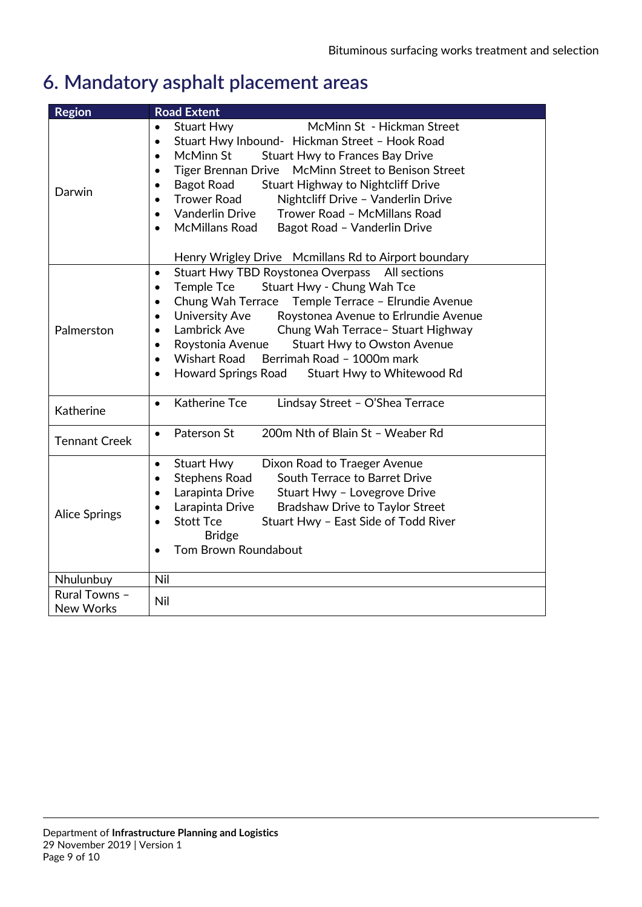# 6. Mandatory asphalt placement areas

| Region | Road Extent |
|---|---|
| Darwin | • Stuart Hwy McMinn St - Hickman Street<br>• Stuart Hwy Inbound- Hickman Street – Hook Road<br>• McMinn St Stuart Hwy to Frances Bay Drive<br>• Tiger Brennan Drive McMinn Street to Benison Street<br>• Bagot Road Stuart Highway to Nightcliff Drive<br>• Trower Road Nightcliff Drive – Vanderlin Drive<br>• Vanderlin Drive Trower Road – McMillans Road<br>• McMillans Road Bagot Road – Vanderlin Drive<br><br>Henry Wrigley Drive Mcmillans Rd to Airport boundary |
| Palmerston | • Stuart Hwy TBD Roystonea Overpass All sections<br>• Temple Tce Stuart Hwy - Chung Wah Tce<br>• Chung Wah Terrace Temple Terrace – Elrundie Avenue<br>• University Ave Roystonea Avenue to Erlrundie Avenue<br>• Lambrick Ave Chung Wah Terrace– Stuart Highway<br>• Roystonia Avenue Stuart Hwy to Owston Avenue<br>• Wishart Road Berrimah Road – 1000m mark<br>• Howard Springs Road Stuart Hwy to Whitewood Rd |
| Katherine | • Katherine Tce Lindsay Street – O'Shea Terrace |
| Tennant Creek | • Paterson St 200m Nth of Blain St – Weaber Rd |
| Alice Springs | • Stuart Hwy Dixon Road to Traeger Avenue<br>• Stephens Road South Terrace to Barret Drive<br>• Larapinta Drive Stuart Hwy – Lovegrove Drive<br>• Larapinta Drive Bradshaw Drive to Taylor Street<br>• Stott Tce Stuart Hwy – East Side of Todd River Bridge<br>• Tom Brown Roundabout |
| Nhulunbuy | Nil |
| Rural Towns – New Works | Nil |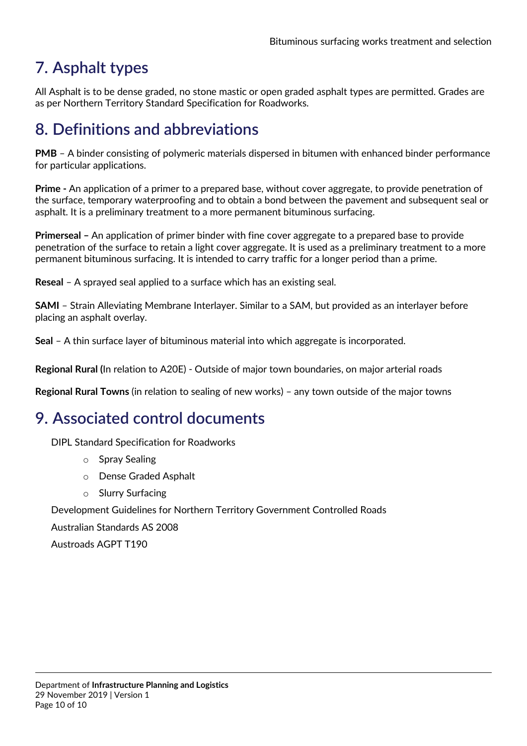# 7. Asphalt types

All Asphalt is to be dense graded, no stone mastic or open graded asphalt types are permitted. Grades are as per Northern Territory Standard Specification for Roadworks.

# 8. Definitions and abbreviations

**PMB** – A binder consisting of polymeric materials dispersed in bitumen with enhanced binder performance for particular applications.

**Prime -** An application of a primer to a prepared base, without cover aggregate, to provide penetration of the surface, temporary waterproofing and to obtain a bond between the pavement and subsequent seal or asphalt. It is a preliminary treatment to a more permanent bituminous surfacing.

**Primerseal –** An application of primer binder with fine cover aggregate to a prepared base to provide penetration of the surface to retain a light cover aggregate. It is used as a preliminary treatment to a more permanent bituminous surfacing. It is intended to carry traffic for a longer period than a prime.

**Reseal** – A sprayed seal applied to a surface which has an existing seal.

**SAMI** – Strain Alleviating Membrane Interlayer. Similar to a SAM, but provided as an interlayer before placing an asphalt overlay.

**Seal** – A thin surface layer of bituminous material into which aggregate is incorporated.

**Regional Rural (**In relation to A20E) - Outside of major town boundaries, on major arterial roads

**Regional Rural Towns** (in relation to sealing of new works) – any town outside of the major towns

# 9. Associated control documents

DIPL Standard Specification for Roadworks

- Spray Sealing
- Dense Graded Asphalt
- Slurry Surfacing

Development Guidelines for Northern Territory Government Controlled Roads

Australian Standards AS 2008

Austroads AGPT T190